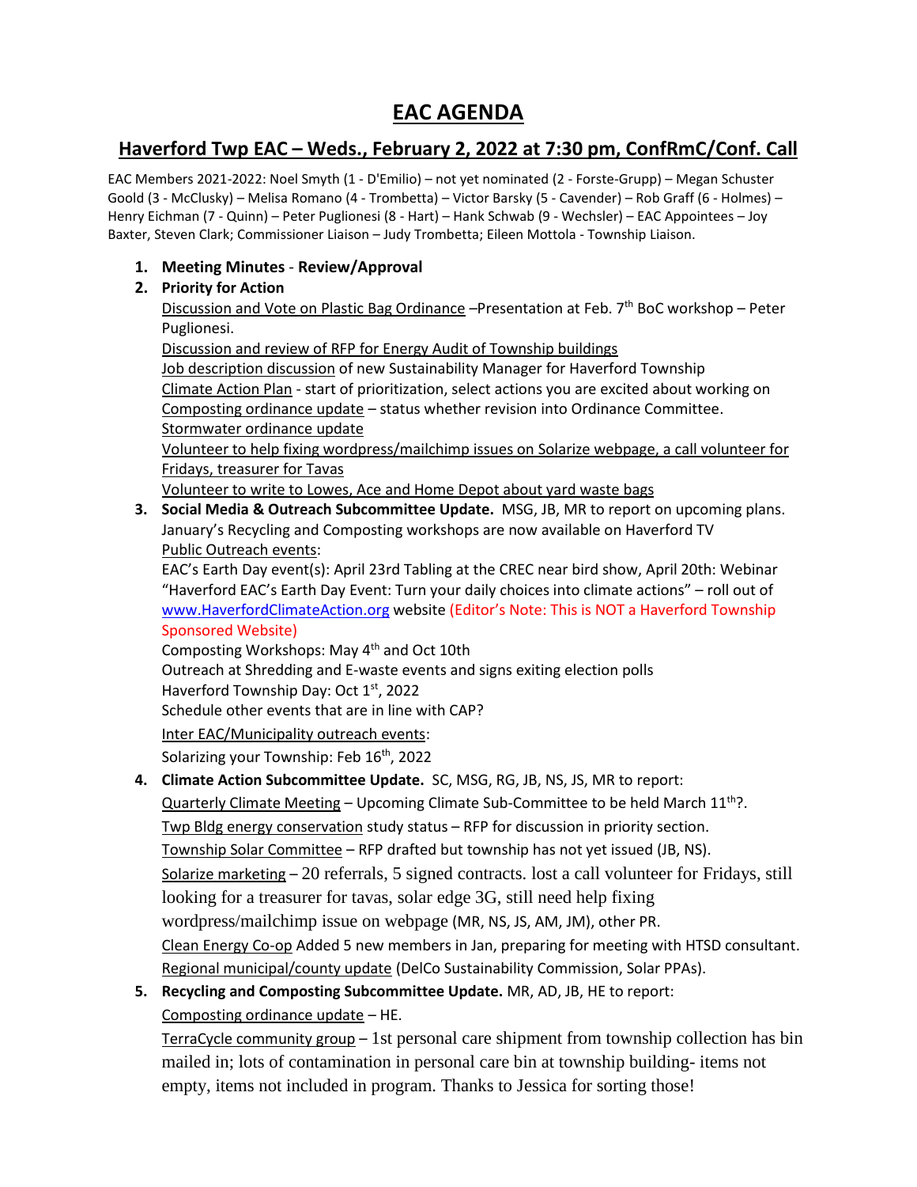# EAC AGENDA

## Haverford Twp EAC – Weds., February 2, 2022 at 7:30 pm, ConfRmC/Conf. Call

EAC Members 2021-2022: Noel Smyth (1 - D'Emilio) – not yet nominated (2 - Forste-Grupp) – Megan Schuster Goold (3 - McClusky) – Melisa Romano (4 - Trombetta) – Victor Barsky (5 - Cavender) – Rob Graff (6 - Holmes) – Henry Eichman (7 - Quinn) – Peter Puglionesi (8 - Hart) – Hank Schwab (9 - Wechsler) – EAC Appointees – Joy Baxter, Steven Clark; Commissioner Liaison – Judy Trombetta; Eileen Mottola - Township Liaison.

1. **Meeting Minutes** - **Review/Approval**
2. **Priority for Action**
   Discussion and Vote on Plastic Bag Ordinance –Presentation at Feb. 7th BoC workshop – Peter Puglionesi.
   Discussion and review of RFP for Energy Audit of Township buildings
   Job description discussion of new Sustainability Manager for Haverford Township
   Climate Action Plan - start of prioritization, select actions you are excited about working on
   Composting ordinance update – status whether revision into Ordinance Committee.
   Stormwater ordinance update
   Volunteer to help fixing wordpress/mailchimp issues on Solarize webpage, a call volunteer for Fridays, treasurer for Tavas
   Volunteer to write to Lowes, Ace and Home Depot about yard waste bags
3. **Social Media & Outreach Subcommittee Update.** MSG, JB, MR to report on upcoming plans.
   January's Recycling and Composting workshops are now available on Haverford TV
   Public Outreach events:
   EAC's Earth Day event(s): April 23rd Tabling at the CREC near bird show, April 20th: Webinar "Haverford EAC's Earth Day Event: Turn your daily choices into climate actions" – roll out of www.HaverfordClimateAction.org website (Editor's Note: This is NOT a Haverford Township Sponsored Website)
   Composting Workshops: May 4th and Oct 10th
   Outreach at Shredding and E-waste events and signs exiting election polls
   Haverford Township Day: Oct 1st, 2022
   Schedule other events that are in line with CAP?
   Inter EAC/Municipality outreach events:
   Solarizing your Township: Feb 16th, 2022
4. **Climate Action Subcommittee Update.** SC, MSG, RG, JB, NS, JS, MR to report:
   Quarterly Climate Meeting – Upcoming Climate Sub-Committee to be held March 11th?.
   Twp Bldg energy conservation study status – RFP for discussion in priority section.
   Township Solar Committee – RFP drafted but township has not yet issued (JB, NS).
   Solarize marketing – 20 referrals, 5 signed contracts. lost a call volunteer for Fridays, still looking for a treasurer for tavas, solar edge 3G, still need help fixing wordpress/mailchimp issue on webpage (MR, NS, JS, AM, JM), other PR.
   Clean Energy Co-op Added 5 new members in Jan, preparing for meeting with HTSD consultant.
   Regional municipal/county update (DelCo Sustainability Commission, Solar PPAs).
5. **Recycling and Composting Subcommittee Update.** MR, AD, JB, HE to report:
   Composting ordinance update – HE.
   TerraCycle community group – 1st personal care shipment from township collection has bin mailed in; lots of contamination in personal care bin at township building- items not empty, items not included in program. Thanks to Jessica for sorting those!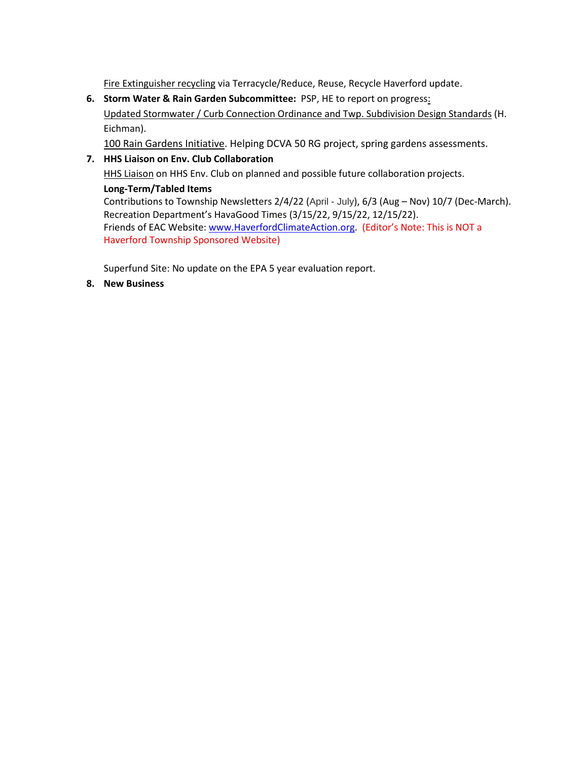Fire Extinguisher recycling via Terracycle/Reduce, Reuse, Recycle Haverford update.

6. **Storm Water & Rain Garden Subcommittee:** PSP, HE to report on progress:

   Updated Stormwater / Curb Connection Ordinance and Twp. Subdivision Design Standards (H. Eichman).

   100 Rain Gardens Initiative. Helping DCVA 50 RG project, spring gardens assessments.

7. **HHS Liaison on Env. Club Collaboration**

   HHS Liaison on HHS Env. Club on planned and possible future collaboration projects.

   **Long-Term/Tabled Items**

   Contributions to Township Newsletters 2/4/22 (April - July), 6/3 (Aug – Nov) 10/7 (Dec-March).
   Recreation Department's HavaGood Times (3/15/22, 9/15/22, 12/15/22).
   Friends of EAC Website: www.HaverfordClimateAction.org. (Editor's Note: This is NOT a Haverford Township Sponsored Website)

   Superfund Site: No update on the EPA 5 year evaluation report.

8. **New Business**